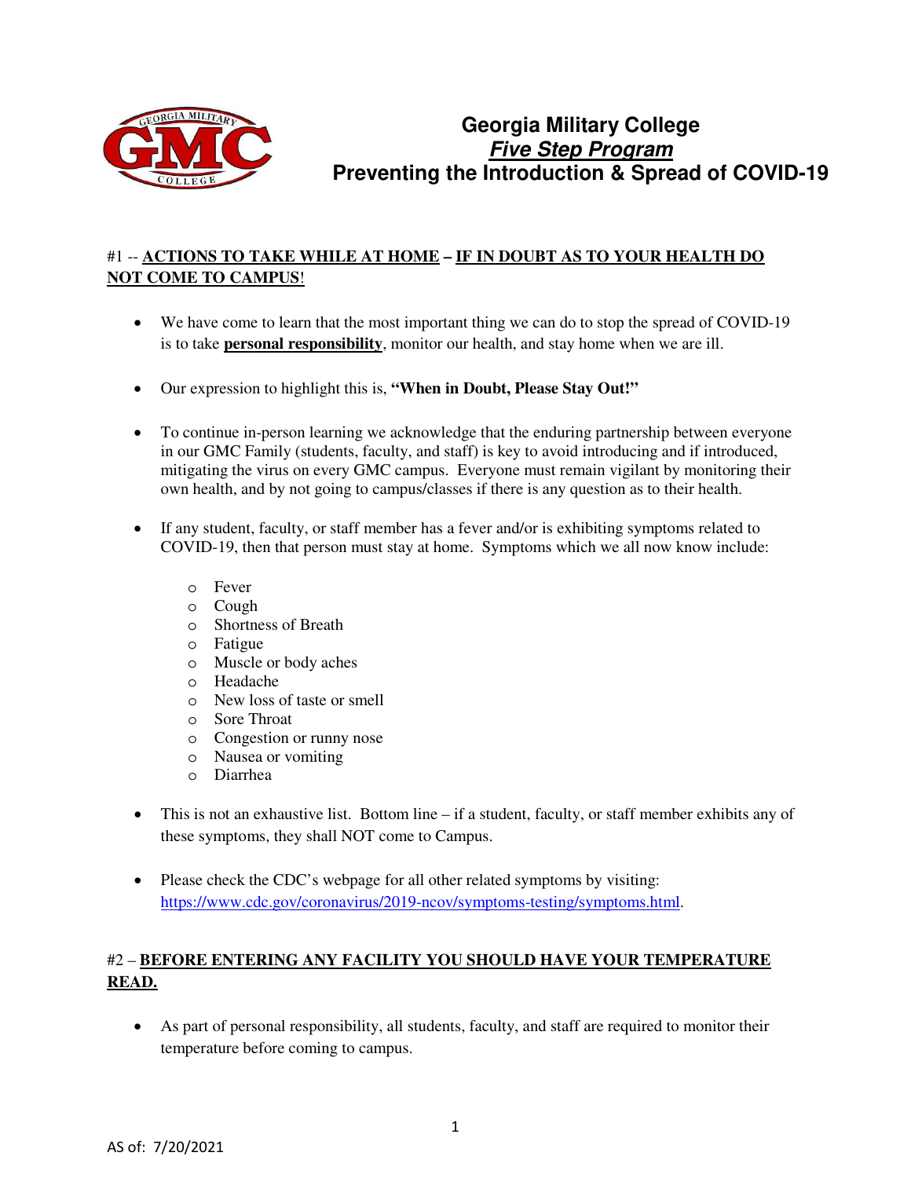# Georgia Military College

## ***Five Step Program***

## Preventing the Introduction & Spread of COVID-19

#1 -- **ACTIONS TO TAKE WHILE AT HOME – IF IN DOUBT AS TO YOUR HEALTH DO NOT COME TO CAMPUS**!

- We have come to learn that the most important thing we can do to stop the spread of COVID-19 is to take **personal responsibility**, monitor our health, and stay home when we are ill.

- Our expression to highlight this is, **"When in Doubt, Please Stay Out!"**

- To continue in-person learning we acknowledge that the enduring partnership between everyone in our GMC Family (students, faculty, and staff) is key to avoid introducing and if introduced, mitigating the virus on every GMC campus. Everyone must remain vigilant by monitoring their own health, and by not going to campus/classes if there is any question as to their health.

- If any student, faculty, or staff member has a fever and/or is exhibiting symptoms related to COVID-19, then that person must stay at home. Symptoms which we all now know include:
  - Fever
  - Cough
  - Shortness of Breath
  - Fatigue
  - Muscle or body aches
  - Headache
  - New loss of taste or smell
  - Sore Throat
  - Congestion or runny nose
  - Nausea or vomiting
  - Diarrhea

- This is not an exhaustive list. Bottom line – if a student, faculty, or staff member exhibits any of these symptoms, they shall NOT come to Campus.

- Please check the CDC's webpage for all other related symptoms by visiting: https://www.cdc.gov/coronavirus/2019-ncov/symptoms-testing/symptoms.html.

#2 – **BEFORE ENTERING ANY FACILITY YOU SHOULD HAVE YOUR TEMPERATURE READ.**

- As part of personal responsibility, all students, faculty, and staff are required to monitor their temperature before coming to campus.

AS of: 7/20/2021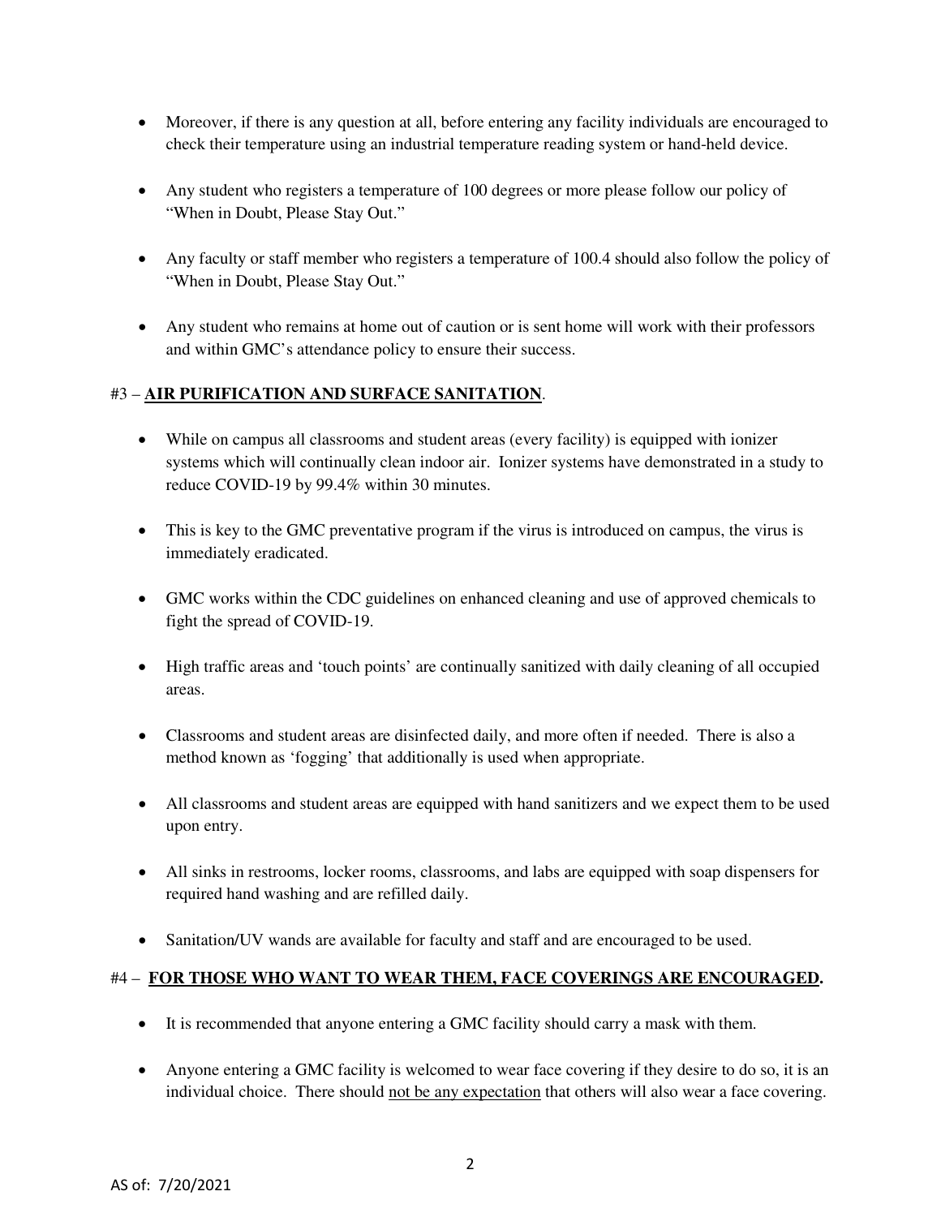- Moreover, if there is any question at all, before entering any facility individuals are encouraged to check their temperature using an industrial temperature reading system or hand-held device.
- Any student who registers a temperature of 100 degrees or more please follow our policy of "When in Doubt, Please Stay Out."
- Any faculty or staff member who registers a temperature of 100.4 should also follow the policy of "When in Doubt, Please Stay Out."
- Any student who remains at home out of caution or is sent home will work with their professors and within GMC's attendance policy to ensure their success.

#3 – **AIR PURIFICATION AND SURFACE SANITATION**.

- While on campus all classrooms and student areas (every facility) is equipped with ionizer systems which will continually clean indoor air. Ionizer systems have demonstrated in a study to reduce COVID-19 by 99.4% within 30 minutes.
- This is key to the GMC preventative program if the virus is introduced on campus, the virus is immediately eradicated.
- GMC works within the CDC guidelines on enhanced cleaning and use of approved chemicals to fight the spread of COVID-19.
- High traffic areas and 'touch points' are continually sanitized with daily cleaning of all occupied areas.
- Classrooms and student areas are disinfected daily, and more often if needed. There is also a method known as 'fogging' that additionally is used when appropriate.
- All classrooms and student areas are equipped with hand sanitizers and we expect them to be used upon entry.
- All sinks in restrooms, locker rooms, classrooms, and labs are equipped with soap dispensers for required hand washing and are refilled daily.
- Sanitation/UV wands are available for faculty and staff and are encouraged to be used.

#4 – **FOR THOSE WHO WANT TO WEAR THEM, FACE COVERINGS ARE ENCOURAGED.**

- It is recommended that anyone entering a GMC facility should carry a mask with them.
- Anyone entering a GMC facility is welcomed to wear face covering if they desire to do so, it is an individual choice. There should not be any expectation that others will also wear a face covering.

AS of: 7/20/2021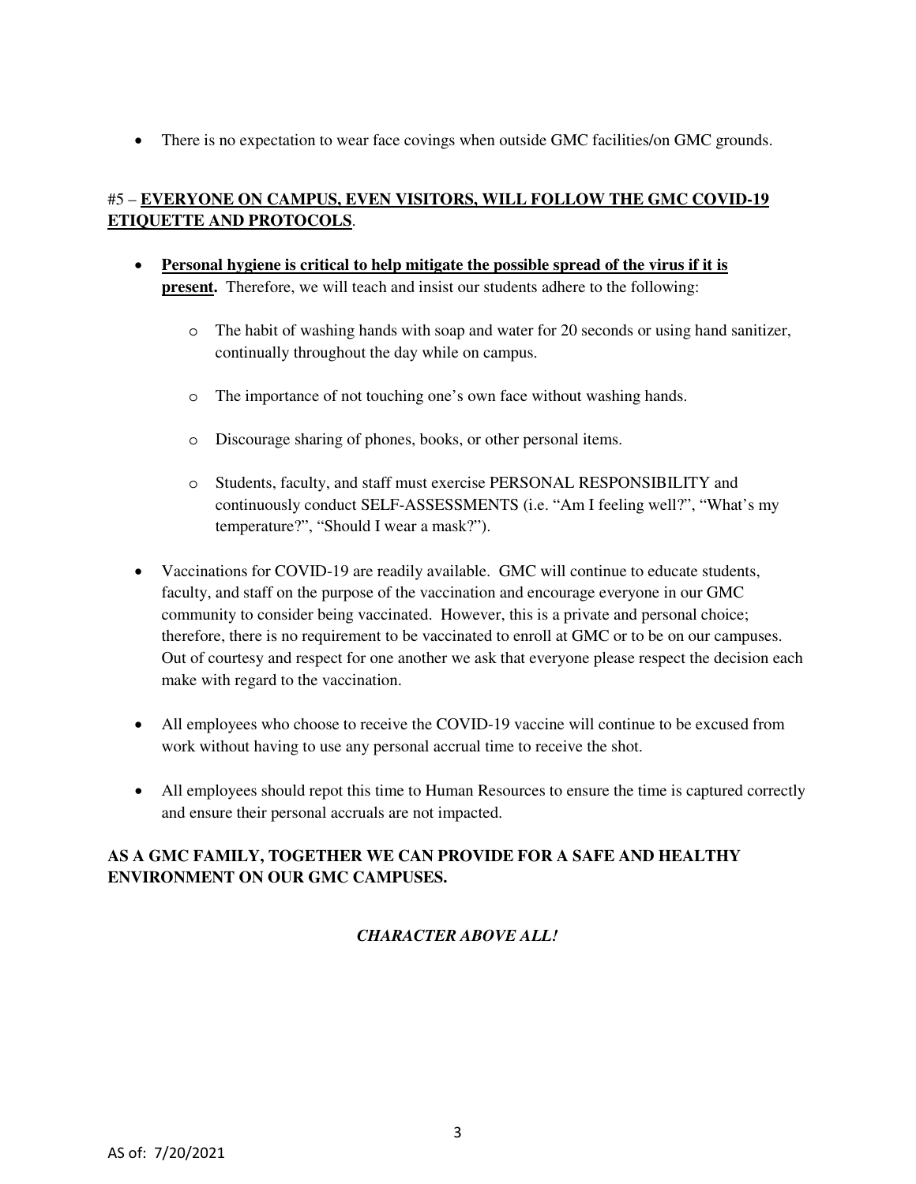- There is no expectation to wear face covings when outside GMC facilities/on GMC grounds.

#5 – **EVERYONE ON CAMPUS, EVEN VISITORS, WILL FOLLOW THE GMC COVID-19 ETIQUETTE AND PROTOCOLS**.

- **Personal hygiene is critical to help mitigate the possible spread of the virus if it is present.** Therefore, we will teach and insist our students adhere to the following:
  - The habit of washing hands with soap and water for 20 seconds or using hand sanitizer, continually throughout the day while on campus.
  - The importance of not touching one's own face without washing hands.
  - Discourage sharing of phones, books, or other personal items.
  - Students, faculty, and staff must exercise PERSONAL RESPONSIBILITY and continuously conduct SELF-ASSESSMENTS (i.e. "Am I feeling well?", "What's my temperature?", "Should I wear a mask?").
- Vaccinations for COVID-19 are readily available. GMC will continue to educate students, faculty, and staff on the purpose of the vaccination and encourage everyone in our GMC community to consider being vaccinated. However, this is a private and personal choice; therefore, there is no requirement to be vaccinated to enroll at GMC or to be on our campuses. Out of courtesy and respect for one another we ask that everyone please respect the decision each make with regard to the vaccination.
- All employees who choose to receive the COVID-19 vaccine will continue to be excused from work without having to use any personal accrual time to receive the shot.
- All employees should repot this time to Human Resources to ensure the time is captured correctly and ensure their personal accruals are not impacted.

**AS A GMC FAMILY, TOGETHER WE CAN PROVIDE FOR A SAFE AND HEALTHY ENVIRONMENT ON OUR GMC CAMPUSES.**

***CHARACTER ABOVE ALL!***

AS of: 7/20/2021